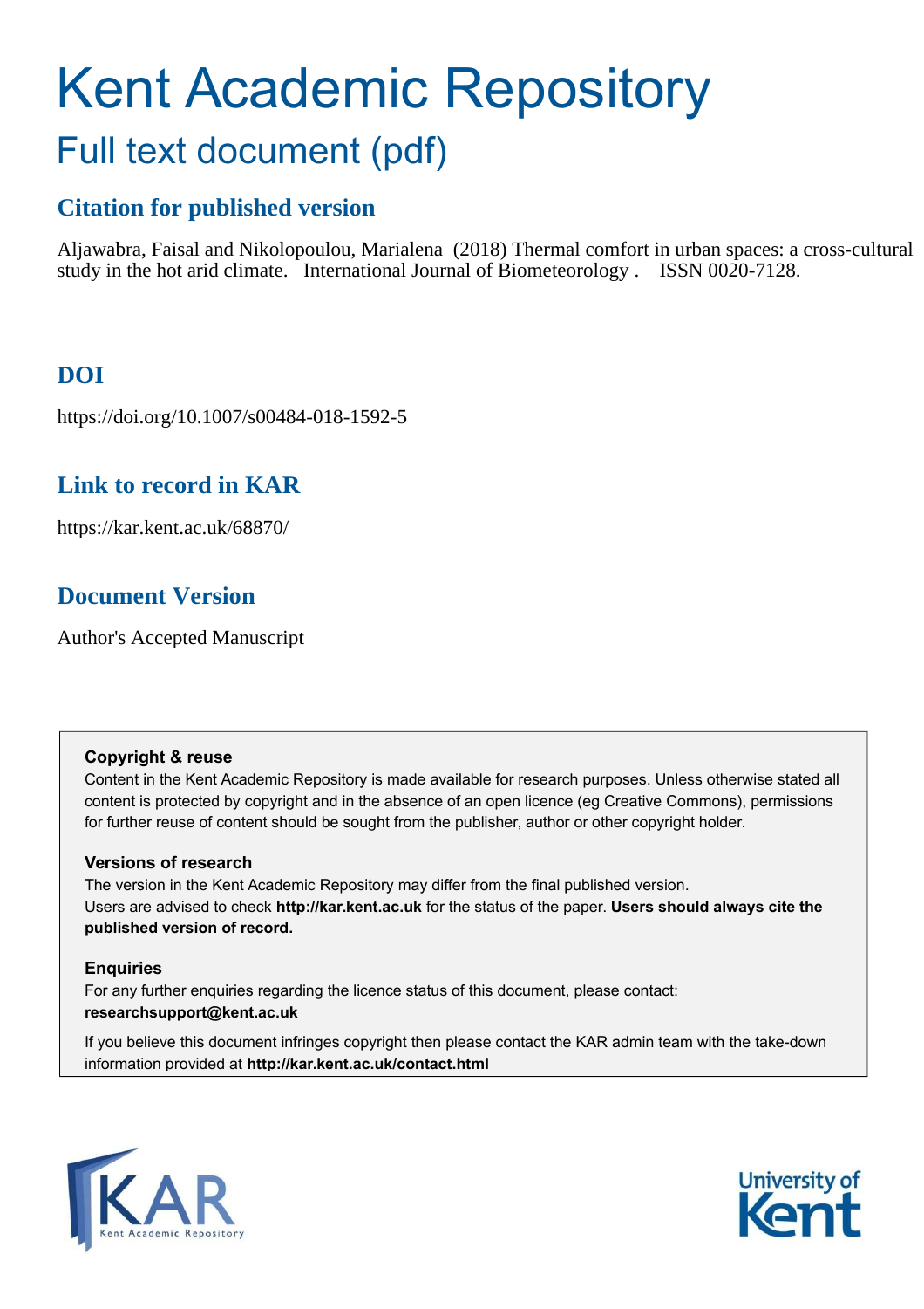# Kent Academic Repository

## Full text document (pdf)

### Citation for published version

Aljawabra, Faisal and Nikolopoulou, Marialena (2018) Thermal comfort in urban spaces: a cross-cultural study in the hot arid climate. International Journal of Biometeorology . ISSN 0020-7128.

### DOI

https://doi.org/10.1007/s00484-018-1592-5

### Link to record in KAR

https://kar.kent.ac.uk/68870/

### Document Version

Author's Accepted Manuscript

**Copyright & reuse**

Content in the Kent Academic Repository is made available for research purposes. Unless otherwise stated all content is protected by copyright and in the absence of an open licence (eg Creative Commons), permissions for further reuse of content should be sought from the publisher, author or other copyright holder.

**Versions of research**

The version in the Kent Academic Repository may differ from the final published version.
Users are advised to check **http://kar.kent.ac.uk** for the status of the paper. **Users should always cite the published version of record.**

**Enquiries**

For any further enquiries regarding the licence status of this document, please contact:
**researchsupport@kent.ac.uk**

If you believe this document infringes copyright then please contact the KAR admin team with the take-down information provided at **http://kar.kent.ac.uk/contact.html**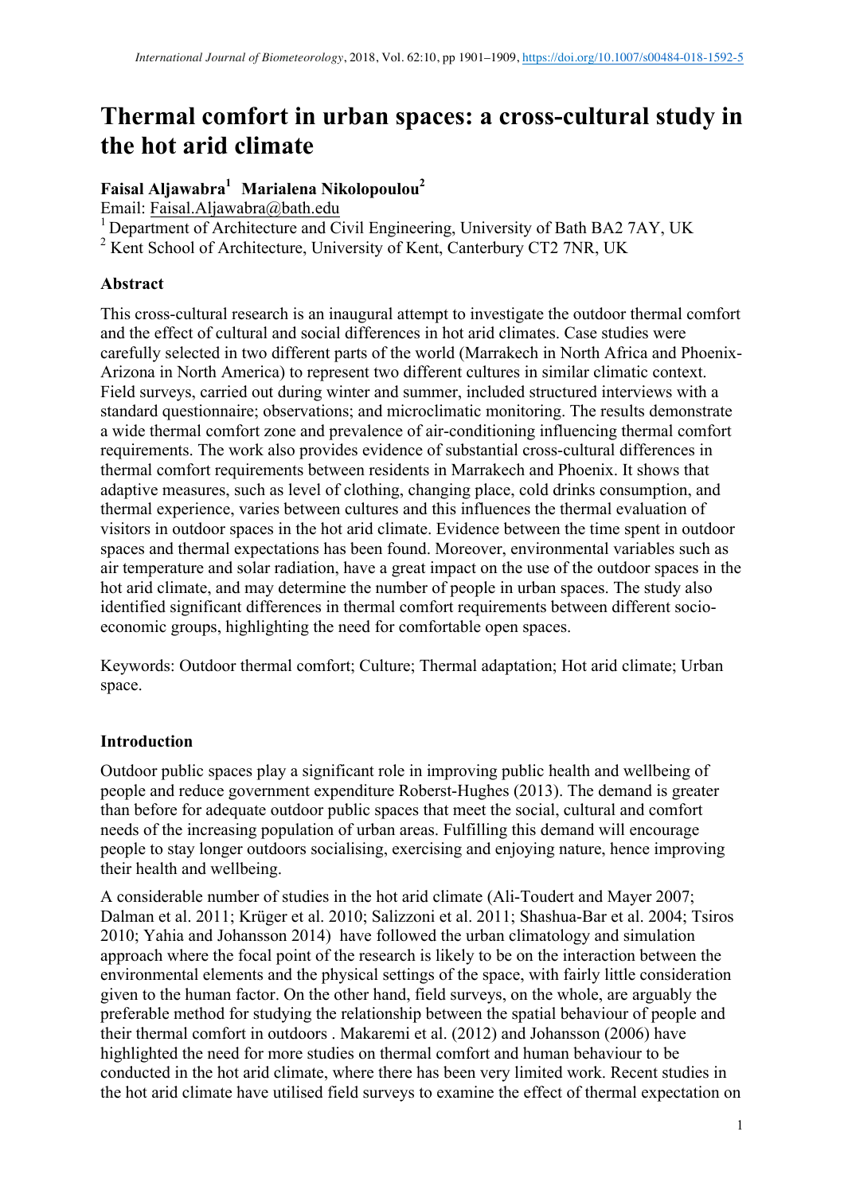# Thermal comfort in urban spaces: a cross-cultural study in the hot arid climate

**Faisal Aljawabra[1] Marialena Nikolopoulou[2]**

Email: Faisal.Aljawabra@bath.edu

[1] Department of Architecture and Civil Engineering, University of Bath BA2 7AY, UK

[2] Kent School of Architecture, University of Kent, Canterbury CT2 7NR, UK

## Abstract

This cross-cultural research is an inaugural attempt to investigate the outdoor thermal comfort and the effect of cultural and social differences in hot arid climates. Case studies were carefully selected in two different parts of the world (Marrakech in North Africa and Phoenix-Arizona in North America) to represent two different cultures in similar climatic context. Field surveys, carried out during winter and summer, included structured interviews with a standard questionnaire; observations; and microclimatic monitoring. The results demonstrate a wide thermal comfort zone and prevalence of air-conditioning influencing thermal comfort requirements. The work also provides evidence of substantial cross-cultural differences in thermal comfort requirements between residents in Marrakech and Phoenix. It shows that adaptive measures, such as level of clothing, changing place, cold drinks consumption, and thermal experience, varies between cultures and this influences the thermal evaluation of visitors in outdoor spaces in the hot arid climate. Evidence between the time spent in outdoor spaces and thermal expectations has been found. Moreover, environmental variables such as air temperature and solar radiation, have a great impact on the use of the outdoor spaces in the hot arid climate, and may determine the number of people in urban spaces. The study also identified significant differences in thermal comfort requirements between different socio-economic groups, highlighting the need for comfortable open spaces.

Keywords: Outdoor thermal comfort; Culture; Thermal adaptation; Hot arid climate; Urban space.

## Introduction

Outdoor public spaces play a significant role in improving public health and wellbeing of people and reduce government expenditure Roberst-Hughes (2013). The demand is greater than before for adequate outdoor public spaces that meet the social, cultural and comfort needs of the increasing population of urban areas. Fulfilling this demand will encourage people to stay longer outdoors socialising, exercising and enjoying nature, hence improving their health and wellbeing.

A considerable number of studies in the hot arid climate (Ali-Toudert and Mayer 2007; Dalman et al. 2011; Krüger et al. 2010; Salizzoni et al. 2011; Shashua-Bar et al. 2004; Tsiros 2010; Yahia and Johansson 2014) have followed the urban climatology and simulation approach where the focal point of the research is likely to be on the interaction between the environmental elements and the physical settings of the space, with fairly little consideration given to the human factor. On the other hand, field surveys, on the whole, are arguably the preferable method for studying the relationship between the spatial behaviour of people and their thermal comfort in outdoors . Makaremi et al. (2012) and Johansson (2006) have highlighted the need for more studies on thermal comfort and human behaviour to be conducted in the hot arid climate, where there has been very limited work. Recent studies in the hot arid climate have utilised field surveys to examine the effect of thermal expectation on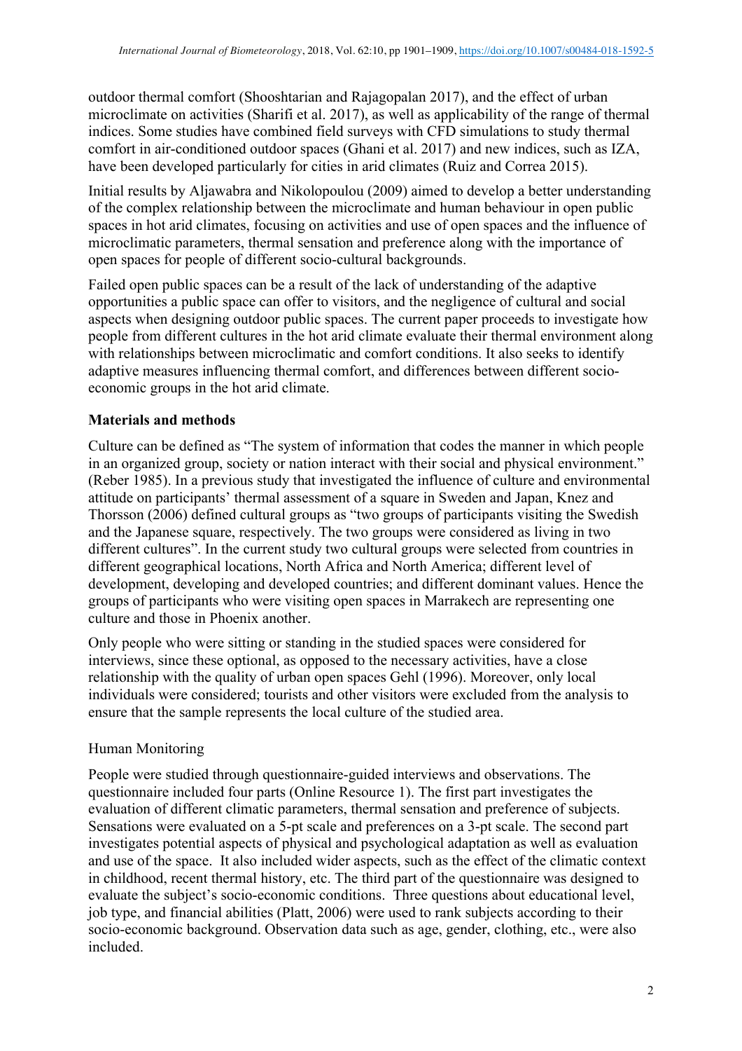outdoor thermal comfort (Shooshtarian and Rajagopalan 2017), and the effect of urban microclimate on activities (Sharifi et al. 2017), as well as applicability of the range of thermal indices. Some studies have combined field surveys with CFD simulations to study thermal comfort in air-conditioned outdoor spaces (Ghani et al. 2017) and new indices, such as IZA, have been developed particularly for cities in arid climates (Ruiz and Correa 2015).

Initial results by Aljawabra and Nikolopoulou (2009) aimed to develop a better understanding of the complex relationship between the microclimate and human behaviour in open public spaces in hot arid climates, focusing on activities and use of open spaces and the influence of microclimatic parameters, thermal sensation and preference along with the importance of open spaces for people of different socio-cultural backgrounds.

Failed open public spaces can be a result of the lack of understanding of the adaptive opportunities a public space can offer to visitors, and the negligence of cultural and social aspects when designing outdoor public spaces. The current paper proceeds to investigate how people from different cultures in the hot arid climate evaluate their thermal environment along with relationships between microclimatic and comfort conditions. It also seeks to identify adaptive measures influencing thermal comfort, and differences between different socio-economic groups in the hot arid climate.

## Materials and methods

Culture can be defined as "The system of information that codes the manner in which people in an organized group, society or nation interact with their social and physical environment." (Reber 1985). In a previous study that investigated the influence of culture and environmental attitude on participants' thermal assessment of a square in Sweden and Japan, Knez and Thorsson (2006) defined cultural groups as "two groups of participants visiting the Swedish and the Japanese square, respectively. The two groups were considered as living in two different cultures". In the current study two cultural groups were selected from countries in different geographical locations, North Africa and North America; different level of development, developing and developed countries; and different dominant values. Hence the groups of participants who were visiting open spaces in Marrakech are representing one culture and those in Phoenix another.

Only people who were sitting or standing in the studied spaces were considered for interviews, since these optional, as opposed to the necessary activities, have a close relationship with the quality of urban open spaces Gehl (1996). Moreover, only local individuals were considered; tourists and other visitors were excluded from the analysis to ensure that the sample represents the local culture of the studied area.

### Human Monitoring

People were studied through questionnaire-guided interviews and observations. The questionnaire included four parts (Online Resource 1). The first part investigates the evaluation of different climatic parameters, thermal sensation and preference of subjects. Sensations were evaluated on a 5-pt scale and preferences on a 3-pt scale. The second part investigates potential aspects of physical and psychological adaptation as well as evaluation and use of the space. It also included wider aspects, such as the effect of the climatic context in childhood, recent thermal history, etc. The third part of the questionnaire was designed to evaluate the subject's socio-economic conditions. Three questions about educational level, job type, and financial abilities (Platt, 2006) were used to rank subjects according to their socio-economic background. Observation data such as age, gender, clothing, etc., were also included.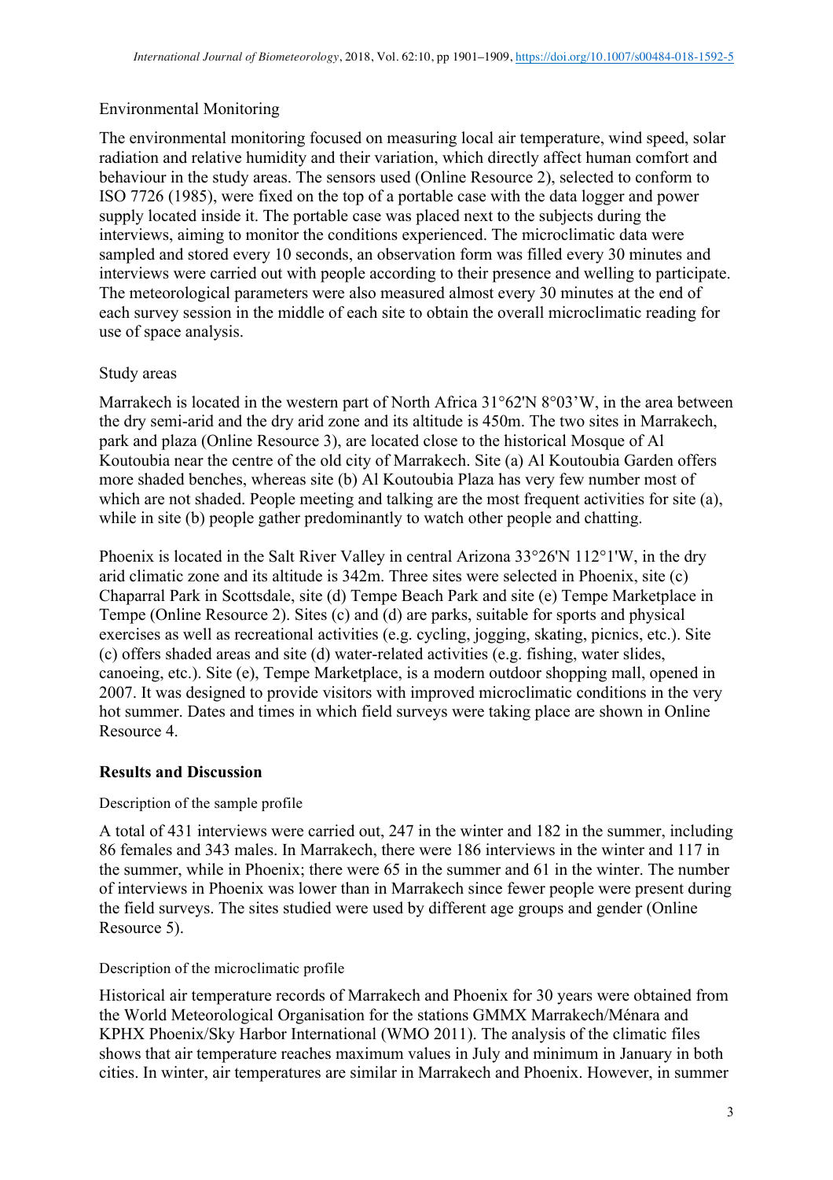Environmental Monitoring

The environmental monitoring focused on measuring local air temperature, wind speed, solar radiation and relative humidity and their variation, which directly affect human comfort and behaviour in the study areas. The sensors used (Online Resource 2), selected to conform to ISO 7726 (1985), were fixed on the top of a portable case with the data logger and power supply located inside it. The portable case was placed next to the subjects during the interviews, aiming to monitor the conditions experienced. The microclimatic data were sampled and stored every 10 seconds, an observation form was filled every 30 minutes and interviews were carried out with people according to their presence and welling to participate. The meteorological parameters were also measured almost every 30 minutes at the end of each survey session in the middle of each site to obtain the overall microclimatic reading for use of space analysis.

Study areas

Marrakech is located in the western part of North Africa 31°62'N 8°03'W, in the area between the dry semi-arid and the dry arid zone and its altitude is 450m. The two sites in Marrakech, park and plaza (Online Resource 3), are located close to the historical Mosque of Al Koutoubia near the centre of the old city of Marrakech. Site (a) Al Koutoubia Garden offers more shaded benches, whereas site (b) Al Koutoubia Plaza has very few number most of which are not shaded. People meeting and talking are the most frequent activities for site (a), while in site (b) people gather predominantly to watch other people and chatting.

Phoenix is located in the Salt River Valley in central Arizona 33°26'N 112°1'W, in the dry arid climatic zone and its altitude is 342m. Three sites were selected in Phoenix, site (c) Chaparral Park in Scottsdale, site (d) Tempe Beach Park and site (e) Tempe Marketplace in Tempe (Online Resource 2). Sites (c) and (d) are parks, suitable for sports and physical exercises as well as recreational activities (e.g. cycling, jogging, skating, picnics, etc.). Site (c) offers shaded areas and site (d) water-related activities (e.g. fishing, water slides, canoeing, etc.). Site (e), Tempe Marketplace, is a modern outdoor shopping mall, opened in 2007. It was designed to provide visitors with improved microclimatic conditions in the very hot summer. Dates and times in which field surveys were taking place are shown in Online Resource 4.

## Results and Discussion

Description of the sample profile

A total of 431 interviews were carried out, 247 in the winter and 182 in the summer, including 86 females and 343 males. In Marrakech, there were 186 interviews in the winter and 117 in the summer, while in Phoenix; there were 65 in the summer and 61 in the winter. The number of interviews in Phoenix was lower than in Marrakech since fewer people were present during the field surveys. The sites studied were used by different age groups and gender (Online Resource 5).

Description of the microclimatic profile

Historical air temperature records of Marrakech and Phoenix for 30 years were obtained from the World Meteorological Organisation for the stations GMMX Marrakech/Ménara and KPHX Phoenix/Sky Harbor International (WMO 2011). The analysis of the climatic files shows that air temperature reaches maximum values in July and minimum in January in both cities. In winter, air temperatures are similar in Marrakech and Phoenix. However, in summer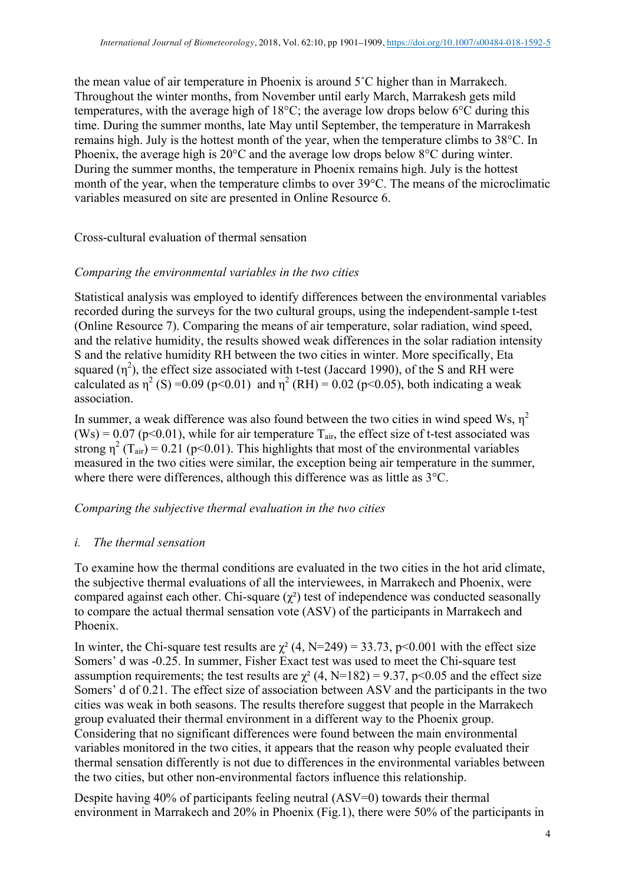the mean value of air temperature in Phoenix is around 5˚C higher than in Marrakech. Throughout the winter months, from November until early March, Marrakesh gets mild temperatures, with the average high of 18°C; the average low drops below 6°C during this time. During the summer months, late May until September, the temperature in Marrakesh remains high. July is the hottest month of the year, when the temperature climbs to 38°C. In Phoenix, the average high is 20°C and the average low drops below 8°C during winter. During the summer months, the temperature in Phoenix remains high. July is the hottest month of the year, when the temperature climbs to over 39°C. The means of the microclimatic variables measured on site are presented in Online Resource 6.

## Cross-cultural evaluation of thermal sensation

### *Comparing the environmental variables in the two cities*

Statistical analysis was employed to identify differences between the environmental variables recorded during the surveys for the two cultural groups, using the independent-sample t-test (Online Resource 7). Comparing the means of air temperature, solar radiation, wind speed, and the relative humidity, the results showed weak differences in the solar radiation intensity S and the relative humidity RH between the two cities in winter. More specifically, Eta squared ($\eta^2$), the effect size associated with t-test (Jaccard 1990), of the S and RH were calculated as $\eta^2$ (S) =0.09 ($p<0.01$) and $\eta^2$ (RH) = 0.02 ($p<0.05$), both indicating a weak association.

In summer, a weak difference was also found between the two cities in wind speed Ws, $\eta^2$ (Ws) = 0.07 ($p<0.01$), while for air temperature $T_{air}$, the effect size of t-test associated was strong $\eta^2$ ($T_{air}$) = 0.21 ($p<0.01$). This highlights that most of the environmental variables measured in the two cities were similar, the exception being air temperature in the summer, where there were differences, although this difference was as little as 3°C.

### *Comparing the subjective thermal evaluation in the two cities*

#### *i. The thermal sensation*

To examine how the thermal conditions are evaluated in the two cities in the hot arid climate, the subjective thermal evaluations of all the interviewees, in Marrakech and Phoenix, were compared against each other. Chi-square ($\chi^2$) test of independence was conducted seasonally to compare the actual thermal sensation vote (ASV) of the participants in Marrakech and Phoenix.

In winter, the Chi-square test results are $\chi^2$ (4, N=249) = 33.73, $p<0.001$ with the effect size Somers' d was -0.25. In summer, Fisher Exact test was used to meet the Chi-square test assumption requirements; the test results are $\chi^2$ (4, N=182) = 9.37, $p<0.05$ and the effect size Somers' d of 0.21. The effect size of association between ASV and the participants in the two cities was weak in both seasons. The results therefore suggest that people in the Marrakech group evaluated their thermal environment in a different way to the Phoenix group. Considering that no significant differences were found between the main environmental variables monitored in the two cities, it appears that the reason why people evaluated their thermal sensation differently is not due to differences in the environmental variables between the two cities, but other non-environmental factors influence this relationship.

Despite having 40% of participants feeling neutral (ASV=0) towards their thermal environment in Marrakech and 20% in Phoenix (Fig.1), there were 50% of the participants in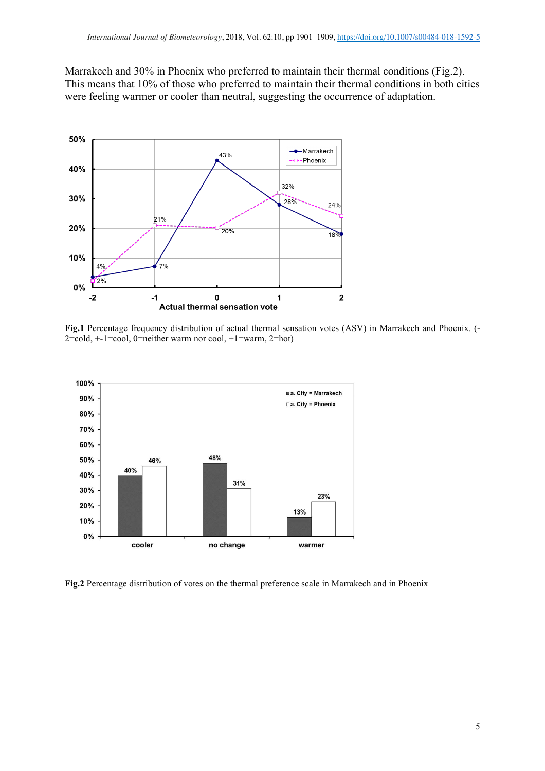Marrakech and 30% in Phoenix who preferred to maintain their thermal conditions (Fig.2). This means that 10% of those who preferred to maintain their thermal conditions in both cities were feeling warmer or cooler than neutral, suggesting the occurrence of adaptation.

**Fig.1** Percentage frequency distribution of actual thermal sensation votes (ASV) in Marrakech and Phoenix. (-2=cold, +-1=cool, 0=neither warm nor cool, +1=warm, 2=hot)

**Fig.2** Percentage distribution of votes on the thermal preference scale in Marrakech and in Phoenix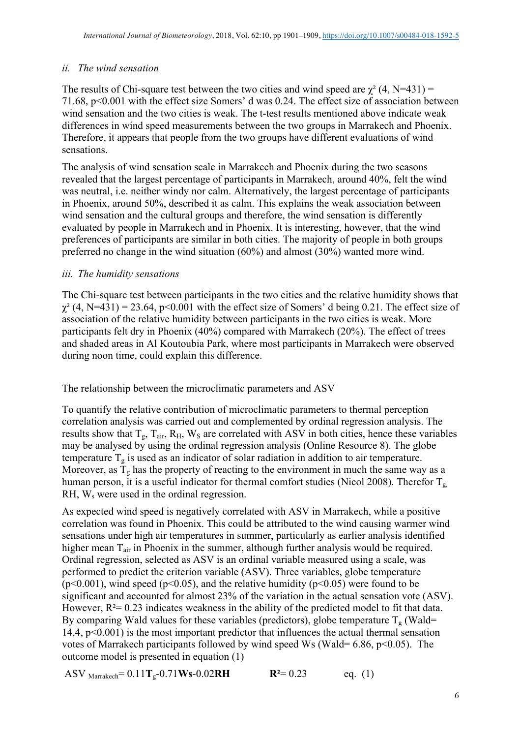### *ii. The wind sensation*

The results of Chi-square test between the two cities and wind speed are $\chi^2$ (4, N=431) = 71.68, p<0.001 with the effect size Somers' d was 0.24. The effect size of association between wind sensation and the two cities is weak. The t-test results mentioned above indicate weak differences in wind speed measurements between the two groups in Marrakech and Phoenix. Therefore, it appears that people from the two groups have different evaluations of wind sensations.

The analysis of wind sensation scale in Marrakech and Phoenix during the two seasons revealed that the largest percentage of participants in Marrakech, around 40%, felt the wind was neutral, i.e. neither windy nor calm. Alternatively, the largest percentage of participants in Phoenix, around 50%, described it as calm. This explains the weak association between wind sensation and the cultural groups and therefore, the wind sensation is differently evaluated by people in Marrakech and in Phoenix. It is interesting, however, that the wind preferences of participants are similar in both cities. The majority of people in both groups preferred no change in the wind situation (60%) and almost (30%) wanted more wind.

### *iii. The humidity sensations*

The Chi-square test between participants in the two cities and the relative humidity shows that $\chi^2$ (4, N=431) = 23.64, p<0.001 with the effect size of Somers' d being 0.21. The effect size of association of the relative humidity between participants in the two cities is weak. More participants felt dry in Phoenix (40%) compared with Marrakech (20%). The effect of trees and shaded areas in Al Koutoubia Park, where most participants in Marrakech were observed during noon time, could explain this difference.

The relationship between the microclimatic parameters and ASV

To quantify the relative contribution of microclimatic parameters to thermal perception correlation analysis was carried out and complemented by ordinal regression analysis. The results show that $T_g$, $T_{air}$, $R_H$, $W_S$ are correlated with ASV in both cities, hence these variables may be analysed by using the ordinal regression analysis (Online Resource 8). The globe temperature $T_g$ is used as an indicator of solar radiation in addition to air temperature. Moreover, as $T_g$ has the property of reacting to the environment in much the same way as a human person, it is a useful indicator for thermal comfort studies (Nicol 2008). Therefor $T_g$, RH, $W_s$ were used in the ordinal regression.

As expected wind speed is negatively correlated with ASV in Marrakech, while a positive correlation was found in Phoenix. This could be attributed to the wind causing warmer wind sensations under high air temperatures in summer, particularly as earlier analysis identified higher mean $T_{air}$ in Phoenix in the summer, although further analysis would be required. Ordinal regression, selected as ASV is an ordinal variable measured using a scale, was performed to predict the criterion variable (ASV). Three variables, globe temperature (p<0.001), wind speed (p<0.05), and the relative humidity (p<0.05) were found to be significant and accounted for almost 23% of the variation in the actual sensation vote (ASV). However, $R^2$= 0.23 indicates weakness in the ability of the predicted model to fit that data. By comparing Wald values for these variables (predictors), globe temperature $T_g$ (Wald= 14.4, p<0.001) is the most important predictor that influences the actual thermal sensation votes of Marrakech participants followed by wind speed Ws (Wald= 6.86, p<0.05). The outcome model is presented in equation (1)

$$ASV_{Marrakech} = 0.11\mathbf{T_g} - 0.71\mathbf{Ws} - 0.02\mathbf{RH} \qquad \mathbf{R^2} = 0.23 \qquad \text{eq. (1)}$$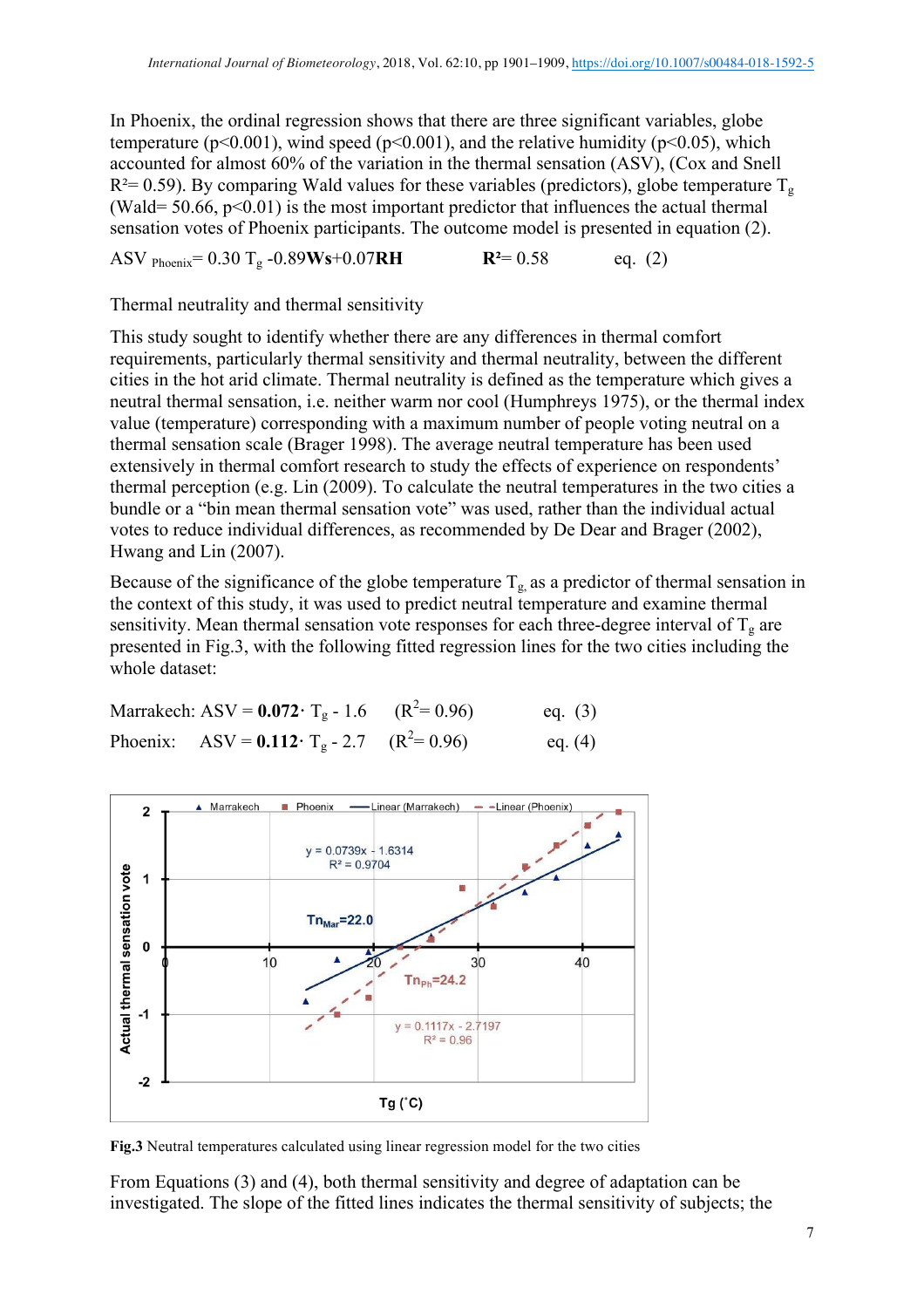In Phoenix, the ordinal regression shows that there are three significant variables, globe temperature ($p<0.001$), wind speed ($p<0.001$), and the relative humidity ($p<0.05$), which accounted for almost 60% of the variation in the thermal sensation (ASV), (Cox and Snell $R^2= 0.59$). By comparing Wald values for these variables (predictors), globe temperature $T_g$ (Wald= 50.66, $p<0.01$) is the most important predictor that influences the actual thermal sensation votes of Phoenix participants. The outcome model is presented in equation (2).

$$ASV_{Phoenix} = 0.30\ T_g - 0.89\mathbf{Ws} + 0.07\mathbf{RH} \qquad \mathbf{R^2} = 0.58 \qquad \text{eq. (2)}$$

Thermal neutrality and thermal sensitivity

This study sought to identify whether there are any differences in thermal comfort requirements, particularly thermal sensitivity and thermal neutrality, between the different cities in the hot arid climate. Thermal neutrality is defined as the temperature which gives a neutral thermal sensation, i.e. neither warm nor cool (Humphreys 1975), or the thermal index value (temperature) corresponding with a maximum number of people voting neutral on a thermal sensation scale (Brager 1998). The average neutral temperature has been used extensively in thermal comfort research to study the effects of experience on respondents' thermal perception (e.g. Lin (2009). To calculate the neutral temperatures in the two cities a bundle or a "bin mean thermal sensation vote" was used, rather than the individual actual votes to reduce individual differences, as recommended by De Dear and Brager (2002), Hwang and Lin (2007).

Because of the significance of the globe temperature $T_g$, as a predictor of thermal sensation in the context of this study, it was used to predict neutral temperature and examine thermal sensitivity. Mean thermal sensation vote responses for each three-degree interval of $T_g$ are presented in Fig.3, with the following fitted regression lines for the two cities including the whole dataset:

$$\text{Marrakech: } ASV = \mathbf{0.072} \cdot T_g - 1.6 \qquad (R^2= 0.96) \qquad \text{eq. (3)}$$

$$\text{Phoenix: } ASV = \mathbf{0.112} \cdot T_g - 2.7 \qquad (R^2= 0.96) \qquad \text{eq. (4)}$$

**Fig.3** Neutral temperatures calculated using linear regression model for the two cities

From Equations (3) and (4), both thermal sensitivity and degree of adaptation can be investigated. The slope of the fitted lines indicates the thermal sensitivity of subjects; the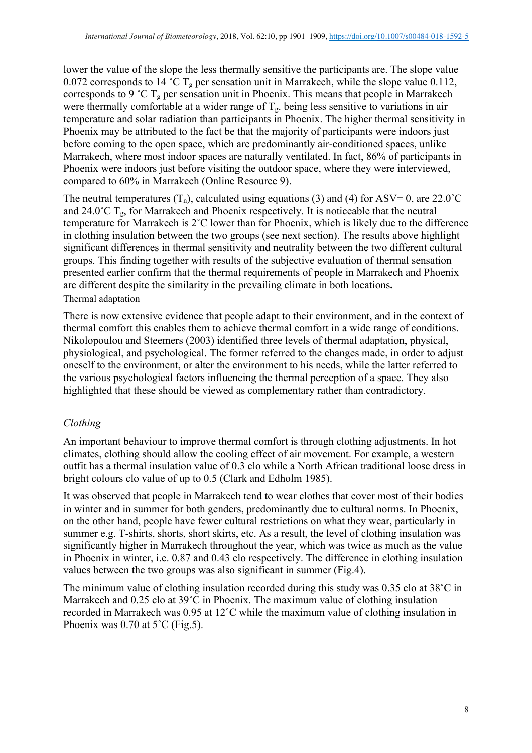lower the value of the slope the less thermally sensitive the participants are. The slope value 0.072 corresponds to 14 ˚C $T_g$ per sensation unit in Marrakech, while the slope value 0.112, corresponds to 9 ˚C $T_g$ per sensation unit in Phoenix. This means that people in Marrakech were thermally comfortable at a wider range of $T_g$. being less sensitive to variations in air temperature and solar radiation than participants in Phoenix. The higher thermal sensitivity in Phoenix may be attributed to the fact be that the majority of participants were indoors just before coming to the open space, which are predominantly air-conditioned spaces, unlike Marrakech, where most indoor spaces are naturally ventilated. In fact, 86% of participants in Phoenix were indoors just before visiting the outdoor space, where they were interviewed, compared to 60% in Marrakech (Online Resource 9).

The neutral temperatures ($T_n$), calculated using equations (3) and (4) for ASV= 0, are 22.0˚C and 24.0˚C $T_g$, for Marrakech and Phoenix respectively. It is noticeable that the neutral temperature for Marrakech is 2˚C lower than for Phoenix, which is likely due to the difference in clothing insulation between the two groups (see next section). The results above highlight significant differences in thermal sensitivity and neutrality between the two different cultural groups. This finding together with results of the subjective evaluation of thermal sensation presented earlier confirm that the thermal requirements of people in Marrakech and Phoenix are different despite the similarity in the prevailing climate in both locations**.**

### Thermal adaptation

There is now extensive evidence that people adapt to their environment, and in the context of thermal comfort this enables them to achieve thermal comfort in a wide range of conditions. Nikolopoulou and Steemers (2003) identified three levels of thermal adaptation, physical, physiological, and psychological. The former referred to the changes made, in order to adjust oneself to the environment, or alter the environment to his needs, while the latter referred to the various psychological factors influencing the thermal perception of a space. They also highlighted that these should be viewed as complementary rather than contradictory.

#### *Clothing*

An important behaviour to improve thermal comfort is through clothing adjustments. In hot climates, clothing should allow the cooling effect of air movement. For example, a western outfit has a thermal insulation value of 0.3 clo while a North African traditional loose dress in bright colours clo value of up to 0.5 (Clark and Edholm 1985).

It was observed that people in Marrakech tend to wear clothes that cover most of their bodies in winter and in summer for both genders, predominantly due to cultural norms. In Phoenix, on the other hand, people have fewer cultural restrictions on what they wear, particularly in summer e.g. T-shirts, shorts, short skirts, etc. As a result, the level of clothing insulation was significantly higher in Marrakech throughout the year, which was twice as much as the value in Phoenix in winter, i.e. 0.87 and 0.43 clo respectively. The difference in clothing insulation values between the two groups was also significant in summer (Fig.4).

The minimum value of clothing insulation recorded during this study was 0.35 clo at 38˚C in Marrakech and 0.25 clo at 39˚C in Phoenix. The maximum value of clothing insulation recorded in Marrakech was 0.95 at 12˚C while the maximum value of clothing insulation in Phoenix was 0.70 at 5˚C (Fig.5).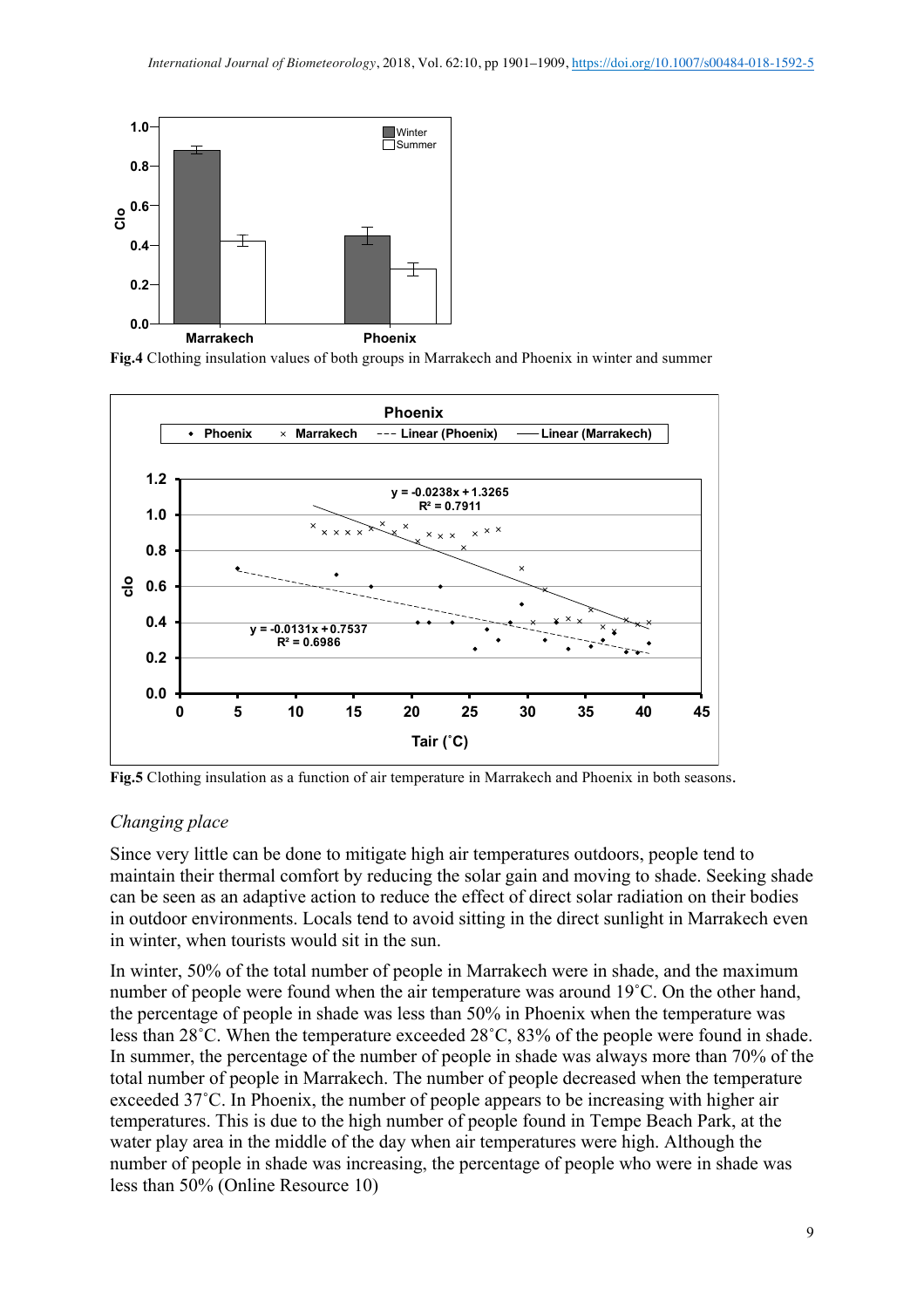Fig.4 Clothing insulation values of both groups in Marrakech and Phoenix in winter and summer

Fig.5 Clothing insulation as a function of air temperature in Marrakech and Phoenix in both seasons.

### *Changing place*

Since very little can be done to mitigate high air temperatures outdoors, people tend to maintain their thermal comfort by reducing the solar gain and moving to shade. Seeking shade can be seen as an adaptive action to reduce the effect of direct solar radiation on their bodies in outdoor environments. Locals tend to avoid sitting in the direct sunlight in Marrakech even in winter, when tourists would sit in the sun.

In winter, 50% of the total number of people in Marrakech were in shade, and the maximum number of people were found when the air temperature was around 19˚C. On the other hand, the percentage of people in shade was less than 50% in Phoenix when the temperature was less than 28˚C. When the temperature exceeded 28˚C, 83% of the people were found in shade. In summer, the percentage of the number of people in shade was always more than 70% of the total number of people in Marrakech. The number of people decreased when the temperature exceeded 37˚C. In Phoenix, the number of people appears to be increasing with higher air temperatures. This is due to the high number of people found in Tempe Beach Park, at the water play area in the middle of the day when air temperatures were high. Although the number of people in shade was increasing, the percentage of people who were in shade was less than 50% (Online Resource 10)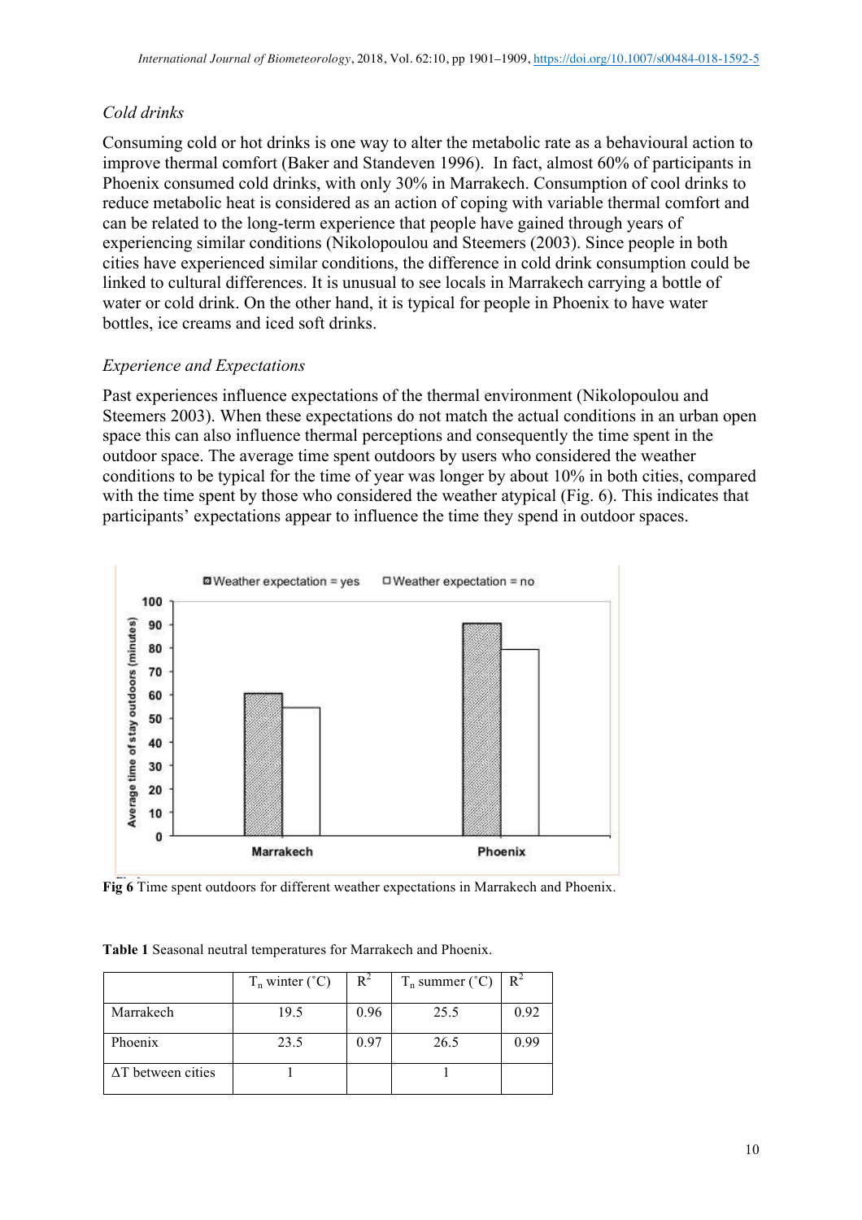*Cold drinks*

Consuming cold or hot drinks is one way to alter the metabolic rate as a behavioural action to improve thermal comfort (Baker and Standeven 1996). In fact, almost 60% of participants in Phoenix consumed cold drinks, with only 30% in Marrakech. Consumption of cool drinks to reduce metabolic heat is considered as an action of coping with variable thermal comfort and can be related to the long-term experience that people have gained through years of experiencing similar conditions (Nikolopoulou and Steemers (2003). Since people in both cities have experienced similar conditions, the difference in cold drink consumption could be linked to cultural differences. It is unusual to see locals in Marrakech carrying a bottle of water or cold drink. On the other hand, it is typical for people in Phoenix to have water bottles, ice creams and iced soft drinks.

*Experience and Expectations*

Past experiences influence expectations of the thermal environment (Nikolopoulou and Steemers 2003). When these expectations do not match the actual conditions in an urban open space this can also influence thermal perceptions and consequently the time spent in the outdoor space. The average time spent outdoors by users who considered the weather conditions to be typical for the time of year was longer by about 10% in both cities, compared with the time spent by those who considered the weather atypical (Fig. 6). This indicates that participants' expectations appear to influence the time they spend in outdoor spaces.

**Fig 6** Time spent outdoors for different weather expectations in Marrakech and Phoenix.

**Table 1** Seasonal neutral temperatures for Marrakech and Phoenix.

| | $T_n$ winter (˚C) | $R^2$ | $T_n$ summer (˚C) | $R^2$ |
|---|---|---|---|---|
| Marrakech | 19.5 | 0.96 | 25.5 | 0.92 |
| Phoenix | 23.5 | 0.97 | 26.5 | 0.99 |
| ΔT between cities | 1 | | 1 | |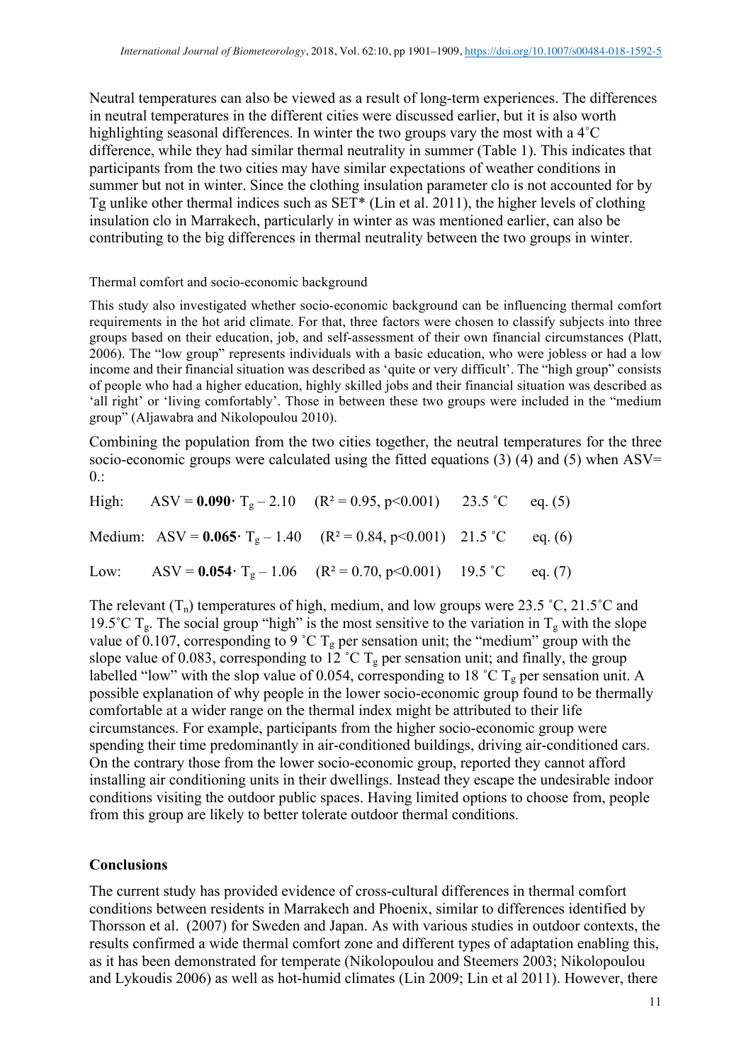Neutral temperatures can also be viewed as a result of long-term experiences. The differences in neutral temperatures in the different cities were discussed earlier, but it is also worth highlighting seasonal differences. In winter the two groups vary the most with a 4˚C difference, while they had similar thermal neutrality in summer (Table 1). This indicates that participants from the two cities may have similar expectations of weather conditions in summer but not in winter. Since the clothing insulation parameter clo is not accounted for by Tg unlike other thermal indices such as SET* (Lin et al. 2011), the higher levels of clothing insulation clo in Marrakech, particularly in winter as was mentioned earlier, can also be contributing to the big differences in thermal neutrality between the two groups in winter.

### Thermal comfort and socio-economic background

This study also investigated whether socio-economic background can be influencing thermal comfort requirements in the hot arid climate. For that, three factors were chosen to classify subjects into three groups based on their education, job, and self-assessment of their own financial circumstances (Platt, 2006). The "low group" represents individuals with a basic education, who were jobless or had a low income and their financial situation was described as 'quite or very difficult'. The "high group" consists of people who had a higher education, highly skilled jobs and their financial situation was described as 'all right' or 'living comfortably'. Those in between these two groups were included in the "medium group" (Aljawabra and Nikolopoulou 2010).

Combining the population from the two cities together, the neutral temperatures for the three socio-economic groups were calculated using the fitted equations (3) (4) and (5) when ASV= 0.:

High: $ASV = \mathbf{0.090} \cdot T_g - 2.10$ ($R^2 = 0.95$, $p<0.001$) 23.5 ˚C eq. (5)

Medium: $ASV = \mathbf{0.065} \cdot T_g - 1.40$ ($R^2 = 0.84$, $p<0.001$) 21.5 ˚C eq. (6)

Low: $ASV = \mathbf{0.054} \cdot T_g - 1.06$ ($R^2 = 0.70$, $p<0.001$) 19.5 ˚C eq. (7)

The relevant ($T_n$) temperatures of high, medium, and low groups were 23.5 ˚C, 21.5˚C and 19.5˚C $T_g$. The social group "high" is the most sensitive to the variation in $T_g$ with the slope value of 0.107, corresponding to 9 ˚C $T_g$ per sensation unit; the "medium" group with the slope value of 0.083, corresponding to 12 ˚C $T_g$ per sensation unit; and finally, the group labelled "low" with the slop value of 0.054, corresponding to 18 ˚C $T_g$ per sensation unit. A possible explanation of why people in the lower socio-economic group found to be thermally comfortable at a wider range on the thermal index might be attributed to their life circumstances. For example, participants from the higher socio-economic group were spending their time predominantly in air-conditioned buildings, driving air-conditioned cars. On the contrary those from the lower socio-economic group, reported they cannot afford installing air conditioning units in their dwellings. Instead they escape the undesirable indoor conditions visiting the outdoor public spaces. Having limited options to choose from, people from this group are likely to better tolerate outdoor thermal conditions.

## Conclusions

The current study has provided evidence of cross-cultural differences in thermal comfort conditions between residents in Marrakech and Phoenix, similar to differences identified by Thorsson et al. (2007) for Sweden and Japan. As with various studies in outdoor contexts, the results confirmed a wide thermal comfort zone and different types of adaptation enabling this, as it has been demonstrated for temperate (Nikolopoulou and Steemers 2003; Nikolopoulou and Lykoudis 2006) as well as hot-humid climates (Lin 2009; Lin et al 2011). However, there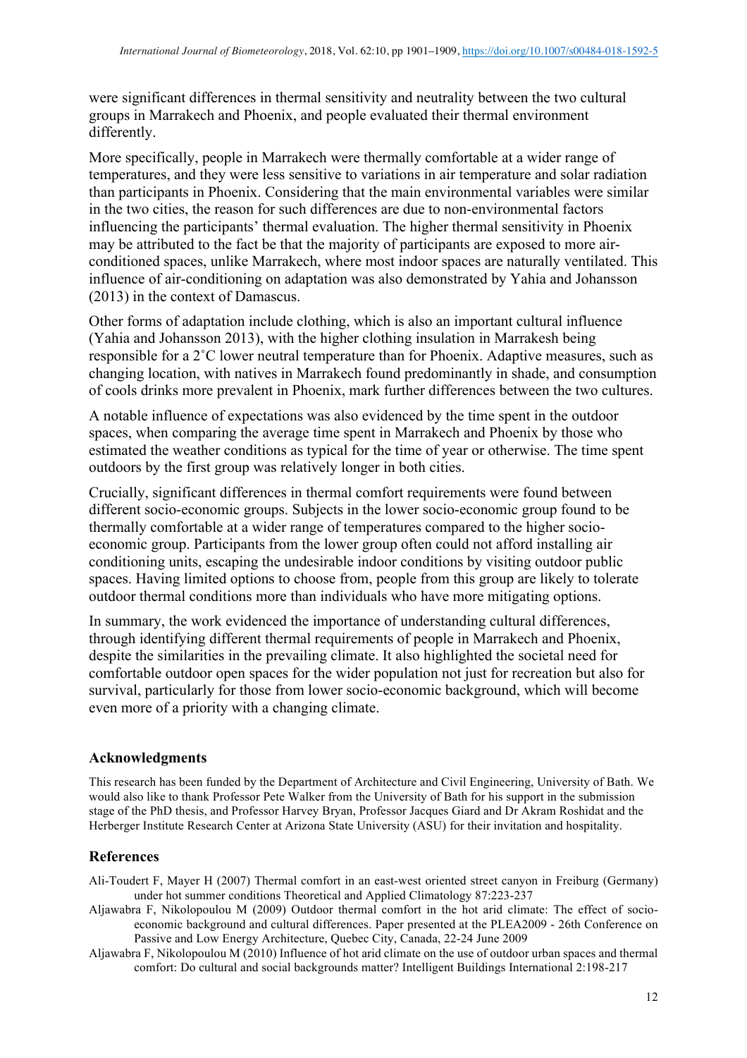were significant differences in thermal sensitivity and neutrality between the two cultural groups in Marrakech and Phoenix, and people evaluated their thermal environment differently.

More specifically, people in Marrakech were thermally comfortable at a wider range of temperatures, and they were less sensitive to variations in air temperature and solar radiation than participants in Phoenix. Considering that the main environmental variables were similar in the two cities, the reason for such differences are due to non-environmental factors influencing the participants' thermal evaluation. The higher thermal sensitivity in Phoenix may be attributed to the fact be that the majority of participants are exposed to more air-conditioned spaces, unlike Marrakech, where most indoor spaces are naturally ventilated. This influence of air-conditioning on adaptation was also demonstrated by Yahia and Johansson (2013) in the context of Damascus.

Other forms of adaptation include clothing, which is also an important cultural influence (Yahia and Johansson 2013), with the higher clothing insulation in Marrakesh being responsible for a 2˚C lower neutral temperature than for Phoenix. Adaptive measures, such as changing location, with natives in Marrakech found predominantly in shade, and consumption of cools drinks more prevalent in Phoenix, mark further differences between the two cultures.

A notable influence of expectations was also evidenced by the time spent in the outdoor spaces, when comparing the average time spent in Marrakech and Phoenix by those who estimated the weather conditions as typical for the time of year or otherwise. The time spent outdoors by the first group was relatively longer in both cities.

Crucially, significant differences in thermal comfort requirements were found between different socio-economic groups. Subjects in the lower socio-economic group found to be thermally comfortable at a wider range of temperatures compared to the higher socio-economic group. Participants from the lower group often could not afford installing air conditioning units, escaping the undesirable indoor conditions by visiting outdoor public spaces. Having limited options to choose from, people from this group are likely to tolerate outdoor thermal conditions more than individuals who have more mitigating options.

In summary, the work evidenced the importance of understanding cultural differences, through identifying different thermal requirements of people in Marrakech and Phoenix, despite the similarities in the prevailing climate. It also highlighted the societal need for comfortable outdoor open spaces for the wider population not just for recreation but also for survival, particularly for those from lower socio-economic background, which will become even more of a priority with a changing climate.

## Acknowledgments

This research has been funded by the Department of Architecture and Civil Engineering, University of Bath. We would also like to thank Professor Pete Walker from the University of Bath for his support in the submission stage of the PhD thesis, and Professor Harvey Bryan, Professor Jacques Giard and Dr Akram Roshidat and the Herberger Institute Research Center at Arizona State University (ASU) for their invitation and hospitality.

## References

Ali-Toudert F, Mayer H (2007) Thermal comfort in an east-west oriented street canyon in Freiburg (Germany) under hot summer conditions Theoretical and Applied Climatology 87:223-237

Aljawabra F, Nikolopoulou M (2009) Outdoor thermal comfort in the hot arid climate: The effect of socio-economic background and cultural differences. Paper presented at the PLEA2009 - 26th Conference on Passive and Low Energy Architecture, Quebec City, Canada, 22-24 June 2009

Aljawabra F, Nikolopoulou M (2010) Influence of hot arid climate on the use of outdoor urban spaces and thermal comfort: Do cultural and social backgrounds matter? Intelligent Buildings International 2:198-217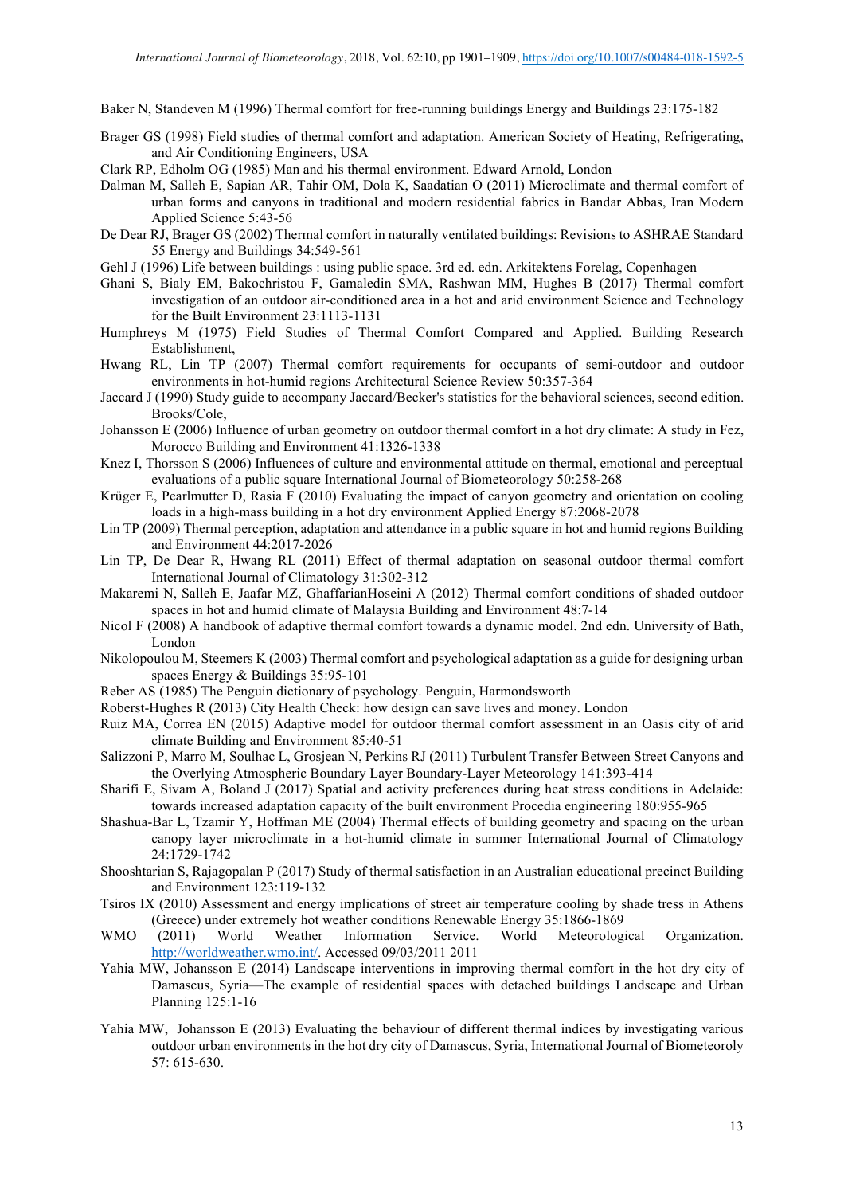Baker N, Standeven M (1996) Thermal comfort for free-running buildings Energy and Buildings 23:175-182

Brager GS (1998) Field studies of thermal comfort and adaptation. American Society of Heating, Refrigerating, and Air Conditioning Engineers, USA

Clark RP, Edholm OG (1985) Man and his thermal environment. Edward Arnold, London

Dalman M, Salleh E, Sapian AR, Tahir OM, Dola K, Saadatian O (2011) Microclimate and thermal comfort of urban forms and canyons in traditional and modern residential fabrics in Bandar Abbas, Iran Modern Applied Science 5:43-56

De Dear RJ, Brager GS (2002) Thermal comfort in naturally ventilated buildings: Revisions to ASHRAE Standard 55 Energy and Buildings 34:549-561

Gehl J (1996) Life between buildings : using public space. 3rd ed. edn. Arkitektens Forelag, Copenhagen

Ghani S, Bialy EM, Bakochristou F, Gamaledin SMA, Rashwan MM, Hughes B (2017) Thermal comfort investigation of an outdoor air-conditioned area in a hot and arid environment Science and Technology for the Built Environment 23:1113-1131

Humphreys M (1975) Field Studies of Thermal Comfort Compared and Applied. Building Research Establishment,

Hwang RL, Lin TP (2007) Thermal comfort requirements for occupants of semi-outdoor and outdoor environments in hot-humid regions Architectural Science Review 50:357-364

Jaccard J (1990) Study guide to accompany Jaccard/Becker's statistics for the behavioral sciences, second edition. Brooks/Cole,

Johansson E (2006) Influence of urban geometry on outdoor thermal comfort in a hot dry climate: A study in Fez, Morocco Building and Environment 41:1326-1338

Knez I, Thorsson S (2006) Influences of culture and environmental attitude on thermal, emotional and perceptual evaluations of a public square International Journal of Biometeorology 50:258-268

Krüger E, Pearlmutter D, Rasia F (2010) Evaluating the impact of canyon geometry and orientation on cooling loads in a high-mass building in a hot dry environment Applied Energy 87:2068-2078

Lin TP (2009) Thermal perception, adaptation and attendance in a public square in hot and humid regions Building and Environment 44:2017-2026

Lin TP, De Dear R, Hwang RL (2011) Effect of thermal adaptation on seasonal outdoor thermal comfort International Journal of Climatology 31:302-312

Makaremi N, Salleh E, Jaafar MZ, GhaffarianHoseini A (2012) Thermal comfort conditions of shaded outdoor spaces in hot and humid climate of Malaysia Building and Environment 48:7-14

Nicol F (2008) A handbook of adaptive thermal comfort towards a dynamic model. 2nd edn. University of Bath, London

Nikolopoulou M, Steemers K (2003) Thermal comfort and psychological adaptation as a guide for designing urban spaces Energy & Buildings 35:95-101

Reber AS (1985) The Penguin dictionary of psychology. Penguin, Harmondsworth

Roberst-Hughes R (2013) City Health Check: how design can save lives and money. London

Ruiz MA, Correa EN (2015) Adaptive model for outdoor thermal comfort assessment in an Oasis city of arid climate Building and Environment 85:40-51

Salizzoni P, Marro M, Soulhac L, Grosjean N, Perkins RJ (2011) Turbulent Transfer Between Street Canyons and the Overlying Atmospheric Boundary Layer Boundary-Layer Meteorology 141:393-414

Sharifi E, Sivam A, Boland J (2017) Spatial and activity preferences during heat stress conditions in Adelaide: towards increased adaptation capacity of the built environment Procedia engineering 180:955-965

Shashua-Bar L, Tzamir Y, Hoffman ME (2004) Thermal effects of building geometry and spacing on the urban canopy layer microclimate in a hot-humid climate in summer International Journal of Climatology 24:1729-1742

Shooshtarian S, Rajagopalan P (2017) Study of thermal satisfaction in an Australian educational precinct Building and Environment 123:119-132

Tsiros IX (2010) Assessment and energy implications of street air temperature cooling by shade tress in Athens (Greece) under extremely hot weather conditions Renewable Energy 35:1866-1869

WMO (2011) World Weather Information Service. World Meteorological Organization. http://worldweather.wmo.int/. Accessed 09/03/2011 2011

Yahia MW, Johansson E (2014) Landscape interventions in improving thermal comfort in the hot dry city of Damascus, Syria—The example of residential spaces with detached buildings Landscape and Urban Planning 125:1-16

Yahia MW, Johansson E (2013) Evaluating the behaviour of different thermal indices by investigating various outdoor urban environments in the hot dry city of Damascus, Syria, International Journal of Biometeoroly 57: 615-630.